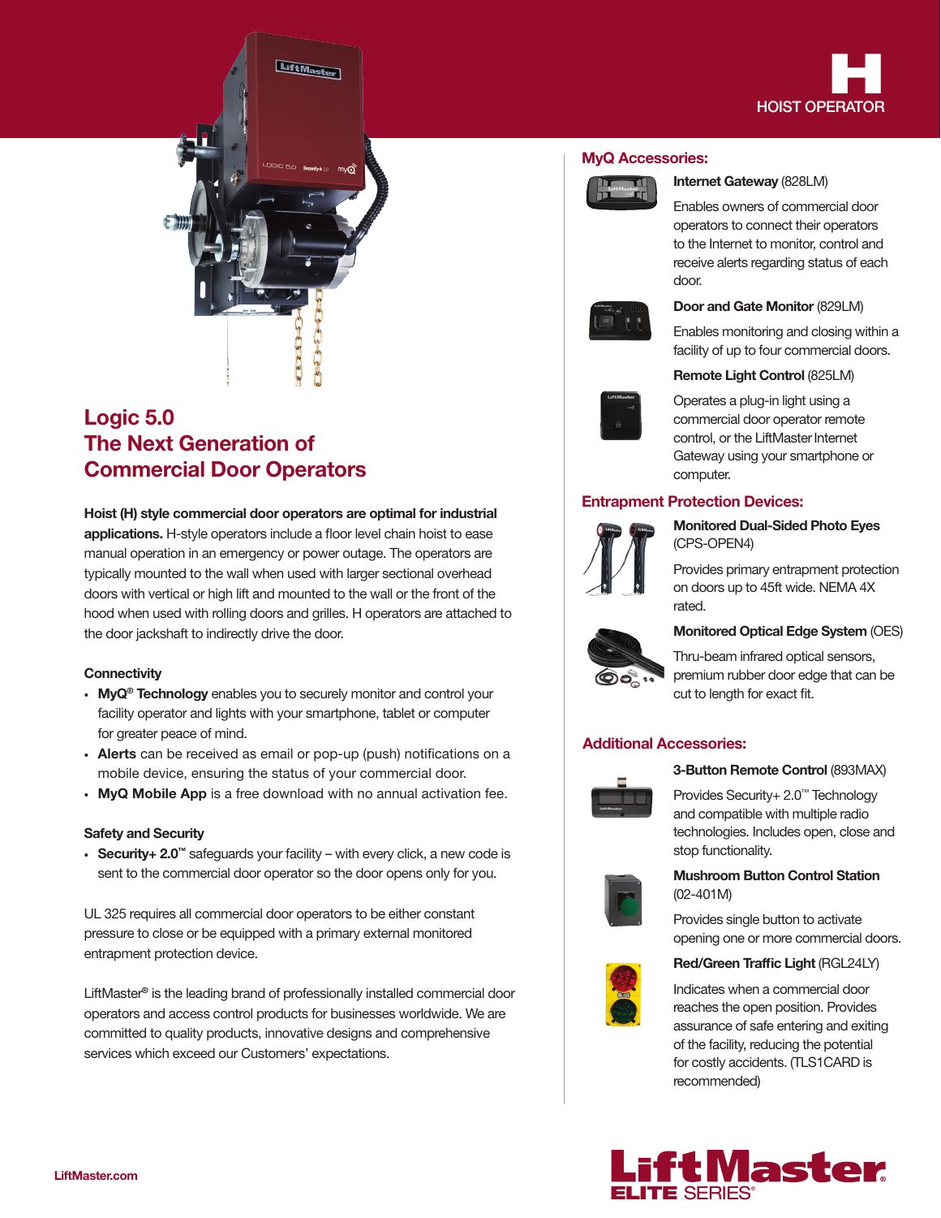# HOIST OPERATOR

## Logic 5.0
## The Next Generation of Commercial Door Operators

**Hoist (H) style commercial door operators are optimal for industrial applications.** H-style operators include a floor level chain hoist to ease manual operation in an emergency or power outage. The operators are typically mounted to the wall when used with larger sectional overhead doors with vertical or high lift and mounted to the wall or the front of the hood when used with rolling doors and grilles. H operators are attached to the door jackshaft to indirectly drive the door.

### Connectivity

- **MyQ® Technology** enables you to securely monitor and control your facility operator and lights with your smartphone, tablet or computer for greater peace of mind.
- **Alerts** can be received as email or pop-up (push) notifications on a mobile device, ensuring the status of your commercial door.
- **MyQ Mobile App** is a free download with no annual activation fee.

### Safety and Security

- **Security+ 2.0™** safeguards your facility – with every click, a new code is sent to the commercial door operator so the door opens only for you.

UL 325 requires all commercial door operators to be either constant pressure to close or be equipped with a primary external monitored entrapment protection device.

LiftMaster® is the leading brand of professionally installed commercial door operators and access control products for businesses worldwide. We are committed to quality products, innovative designs and comprehensive services which exceed our Customers' expectations.

## MyQ Accessories:

**Internet Gateway** (828LM)

Enables owners of commercial door operators to connect their operators to the Internet to monitor, control and receive alerts regarding status of each door.

**Door and Gate Monitor** (829LM)

Enables monitoring and closing within a facility of up to four commercial doors.

**Remote Light Control** (825LM)

Operates a plug-in light using a commercial door operator remote control, or the LiftMaster Internet Gateway using your smartphone or computer.

## Entrapment Protection Devices:

**Monitored Dual-Sided Photo Eyes** (CPS-OPEN4)

Provides primary entrapment protection on doors up to 45ft wide. NEMA 4X rated.

**Monitored Optical Edge System** (OES)

Thru-beam infrared optical sensors, premium rubber door edge that can be cut to length for exact fit.

## Additional Accessories:

**3-Button Remote Control** (893MAX)

Provides Security+ 2.0™ Technology and compatible with multiple radio technologies. Includes open, close and stop functionality.

**Mushroom Button Control Station** (02-401M)

Provides single button to activate opening one or more commercial doors.

**Red/Green Traffic Light** (RGL24LY)

Indicates when a commercial door reaches the open position. Provides assurance of safe entering and exiting of the facility, reducing the potential for costly accidents. (TLS1CARD is recommended)

LiftMaster.com

LiftMaster® ELITE SERIES®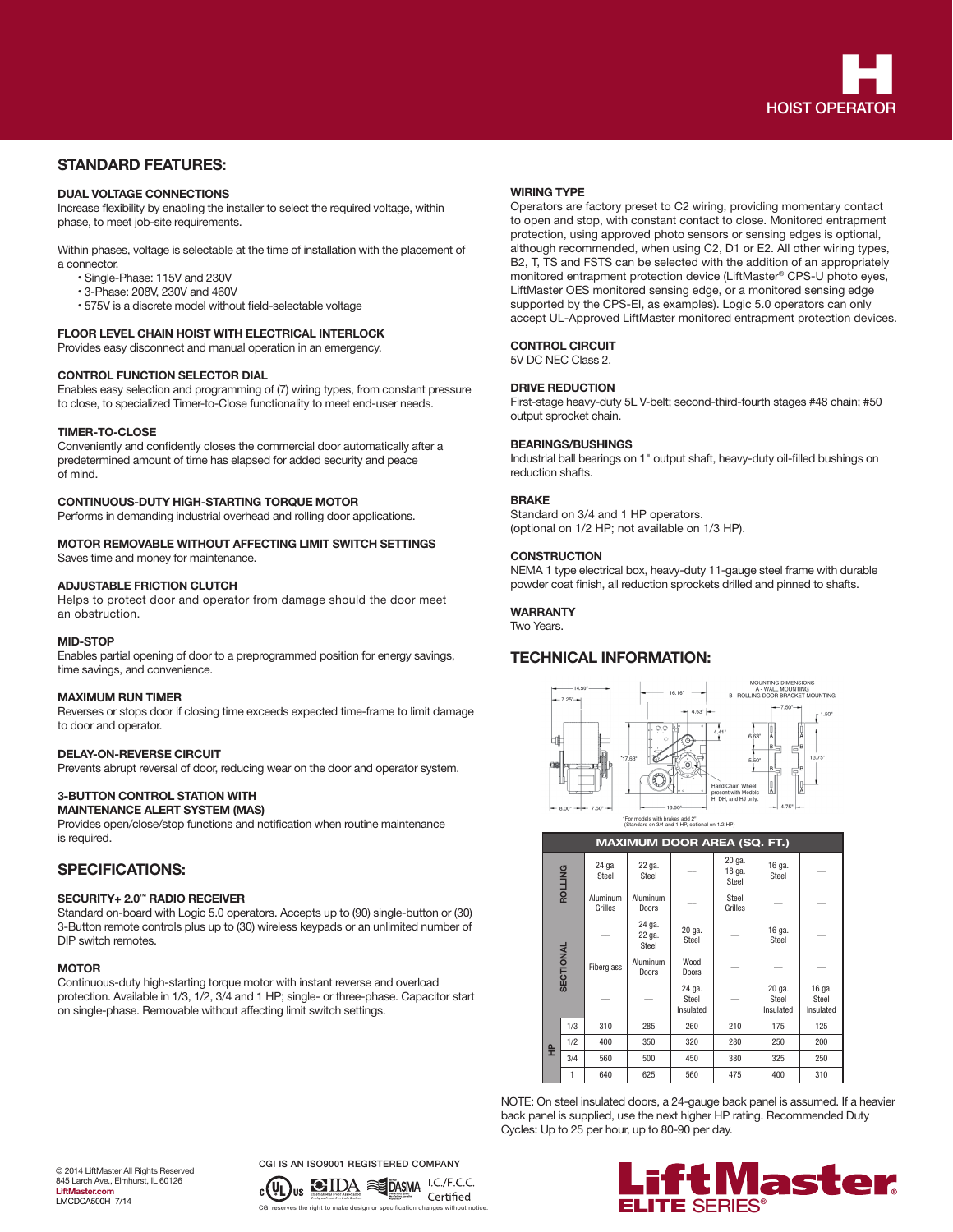# H HOIST OPERATOR

## STANDARD FEATURES:

### DUAL VOLTAGE CONNECTIONS

Increase flexibility by enabling the installer to select the required voltage, within phase, to meet job-site requirements.

Within phases, voltage is selectable at the time of installation with the placement of a connector.

- Single-Phase: 115V and 230V
- 3-Phase: 208V, 230V and 460V
- 575V is a discrete model without field-selectable voltage

### FLOOR LEVEL CHAIN HOIST WITH ELECTRICAL INTERLOCK

Provides easy disconnect and manual operation in an emergency.

### CONTROL FUNCTION SELECTOR DIAL

Enables easy selection and programming of (7) wiring types, from constant pressure to close, to specialized Timer-to-Close functionality to meet end-user needs.

### TIMER-TO-CLOSE

Conveniently and confidently closes the commercial door automatically after a predetermined amount of time has elapsed for added security and peace of mind.

### CONTINUOUS-DUTY HIGH-STARTING TORQUE MOTOR

Performs in demanding industrial overhead and rolling door applications.

### MOTOR REMOVABLE WITHOUT AFFECTING LIMIT SWITCH SETTINGS

Saves time and money for maintenance.

### ADJUSTABLE FRICTION CLUTCH

Helps to protect door and operator from damage should the door meet an obstruction.

### MID-STOP

Enables partial opening of door to a preprogrammed position for energy savings, time savings, and convenience.

### MAXIMUM RUN TIMER

Reverses or stops door if closing time exceeds expected time-frame to limit damage to door and operator.

### DELAY-ON-REVERSE CIRCUIT

Prevents abrupt reversal of door, reducing wear on the door and operator system.

### 3-BUTTON CONTROL STATION WITH MAINTENANCE ALERT SYSTEM (MAS)

Provides open/close/stop functions and notification when routine maintenance is required.

## SPECIFICATIONS:

### SECURITY+ 2.0™ RADIO RECEIVER

Standard on-board with Logic 5.0 operators. Accepts up to (90) single-button or (30) 3-Button remote controls plus up to (30) wireless keypads or an unlimited number of DIP switch remotes.

### MOTOR

Continuous-duty high-starting torque motor with instant reverse and overload protection. Available in 1/3, 1/2, 3/4 and 1 HP; single- or three-phase. Capacitor start on single-phase. Removable without affecting limit switch settings.

### WIRING TYPE

Operators are factory preset to C2 wiring, providing momentary contact to open and stop, with constant contact to close. Monitored entrapment protection, using approved photo sensors or sensing edges is optional, although recommended, when using C2, D1 or E2. All other wiring types, B2, T, TS and FSTS can be selected with the addition of an appropriately monitored entrapment protection device (LiftMaster® CPS-U photo eyes, LiftMaster OES monitored sensing edge, or a monitored sensing edge supported by the CPS-EI, as examples). Logic 5.0 operators can only accept UL-Approved LiftMaster monitored entrapment protection devices.

### CONTROL CIRCUIT

5V DC NEC Class 2.

### DRIVE REDUCTION

First-stage heavy-duty 5L V-belt; second-third-fourth stages #48 chain; #50 output sprocket chain.

### BEARINGS/BUSHINGS

Industrial ball bearings on 1" output shaft, heavy-duty oil-filled bushings on reduction shafts.

### BRAKE

Standard on 3/4 and 1 HP operators.
(optional on 1/2 HP; not available on 1/3 HP).

### CONSTRUCTION

NEMA 1 type electrical box, heavy-duty 11-gauge steel frame with durable powder coat finish, all reduction sprockets drilled and pinned to shafts.

### WARRANTY

Two Years.

## TECHNICAL INFORMATION:

MOUNTING DIMENSIONS
A - WALL MOUNTING
B - ROLLING DOOR BRACKET MOUNTING

14.50"
7.25"
16.16"
4.63"
4.41"
7.50"
1.50"
6.63"
5.50"
13.75"
*17.63"
Hand Chain Wheel present with Models H, DH, and HJ only.
6.00"
7.50"
16.50"
4.75"

*For models with brakes add 2" (Standard on 3/4 and 1 HP, optional on 1/2 HP)

| MAXIMUM DOOR AREA (SQ. FT.) | | | | | | | |
|---|---|---|---|---|---|---|---|
| ROLLING | | 24 ga. Steel | 22 ga. Steel | — | 20 ga. 18 ga. Steel | 16 ga. Steel | — |
| | | Aluminum Grilles | Aluminum Doors | — | Steel Grilles | — | — |
| SECTIONAL | | — | 24 ga. 22 ga. Steel | 20 ga. Steel | — | 16 ga. Steel | — |
| | | Fiberglass | Aluminum Doors | Wood Doors | — | — | — |
| | | — | — | 24 ga. Steel Insulated | — | 20 ga. Steel Insulated | 16 ga. Steel Insulated |
| HP | 1/3 | 310 | 285 | 260 | 210 | 175 | 125 |
| | 1/2 | 400 | 350 | 320 | 280 | 250 | 200 |
| | 3/4 | 560 | 500 | 450 | 380 | 325 | 250 |
| | 1 | 640 | 625 | 560 | 475 | 400 | 310 |

NOTE: On steel insulated doors, a 24-gauge back panel is assumed. If a heavier back panel is supplied, use the next higher HP rating. Recommended Duty Cycles: Up to 25 per hour, up to 80-90 per day.

© 2014 LiftMaster All Rights Reserved
845 Larch Ave., Elmhurst, IL 60126
LiftMaster.com
LMCDCA500H 7/14

CGI IS AN ISO9001 REGISTERED COMPANY

I.C./F.C.C. Certified

CGI reserves the right to make design or specification changes without notice.

LiftMaster ELITE SERIES®